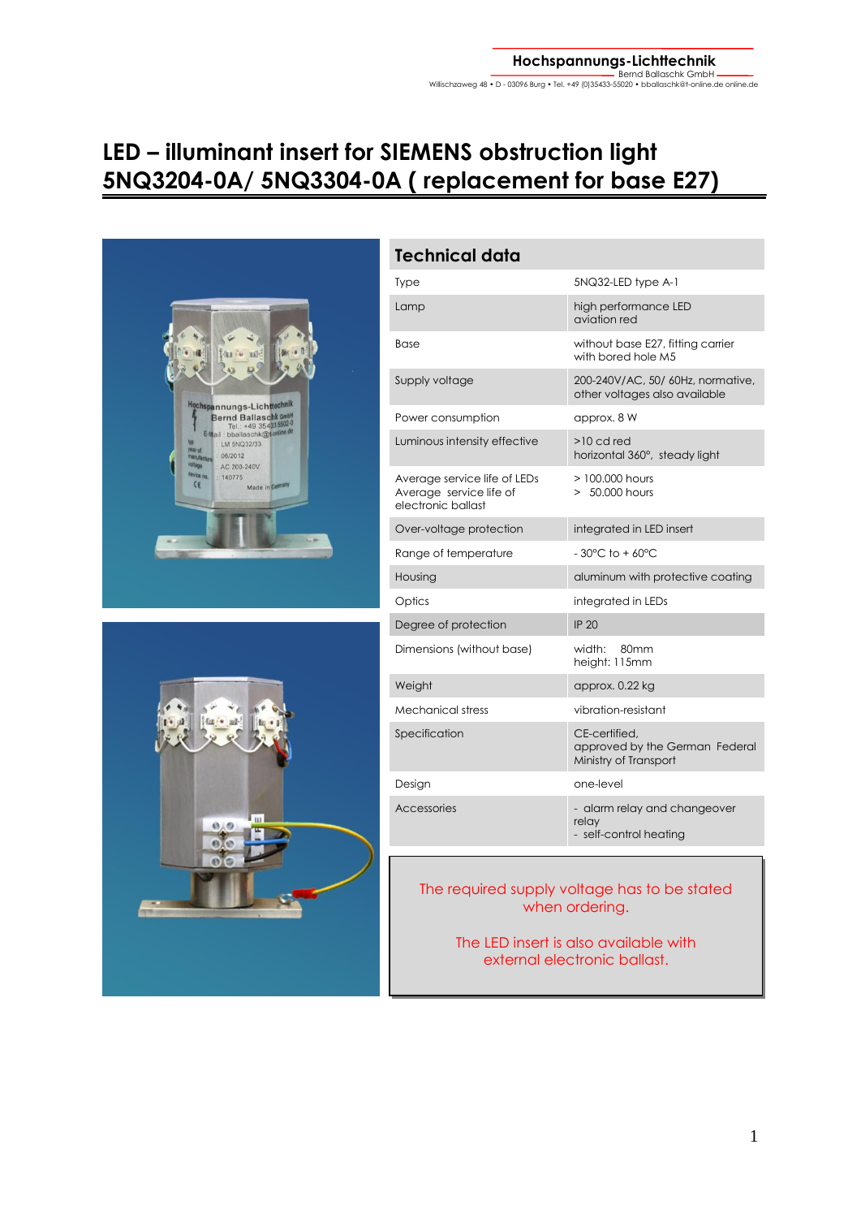# LED – illuminant insert for SIEMENS obstruction light 5NQ3204-0A/ 5NQ3304-0A ( replacement for base E27)

| Technical data | |
|---|---|
| Type | 5NQ32-LED type A-1 |
| Lamp | high performance LED aviation red |
| Base | without base E27, fitting carrier with bored hole M5 |
| Supply voltage | 200-240V/AC, 50/ 60Hz, normative, other voltages also available |
| Power consumption | approx. 8 W |
| Luminous intensity effective | >10 cd red horizontal 360°, steady light |
| Average service life of LEDs<br>Average service life of electronic ballast | > 100.000 hours<br>> 50.000 hours |
| Over-voltage protection | integrated in LED insert |
| Range of temperature | - 30°C to + 60°C |
| Housing | aluminum with protective coating |
| Optics | integrated in LEDs |
| Degree of protection | IP 20 |
| Dimensions (without base) | width: 80mm<br>height: 115mm |
| Weight | approx. 0.22 kg |
| Mechanical stress | vibration-resistant |
| Specification | CE-certified, approved by the German Federal Ministry of Transport |
| Design | one-level |
| Accessories | - alarm relay and changeover relay<br>- self-control heating |

The required supply voltage has to be stated when ordering.

The LED insert is also available with external electronic ballast.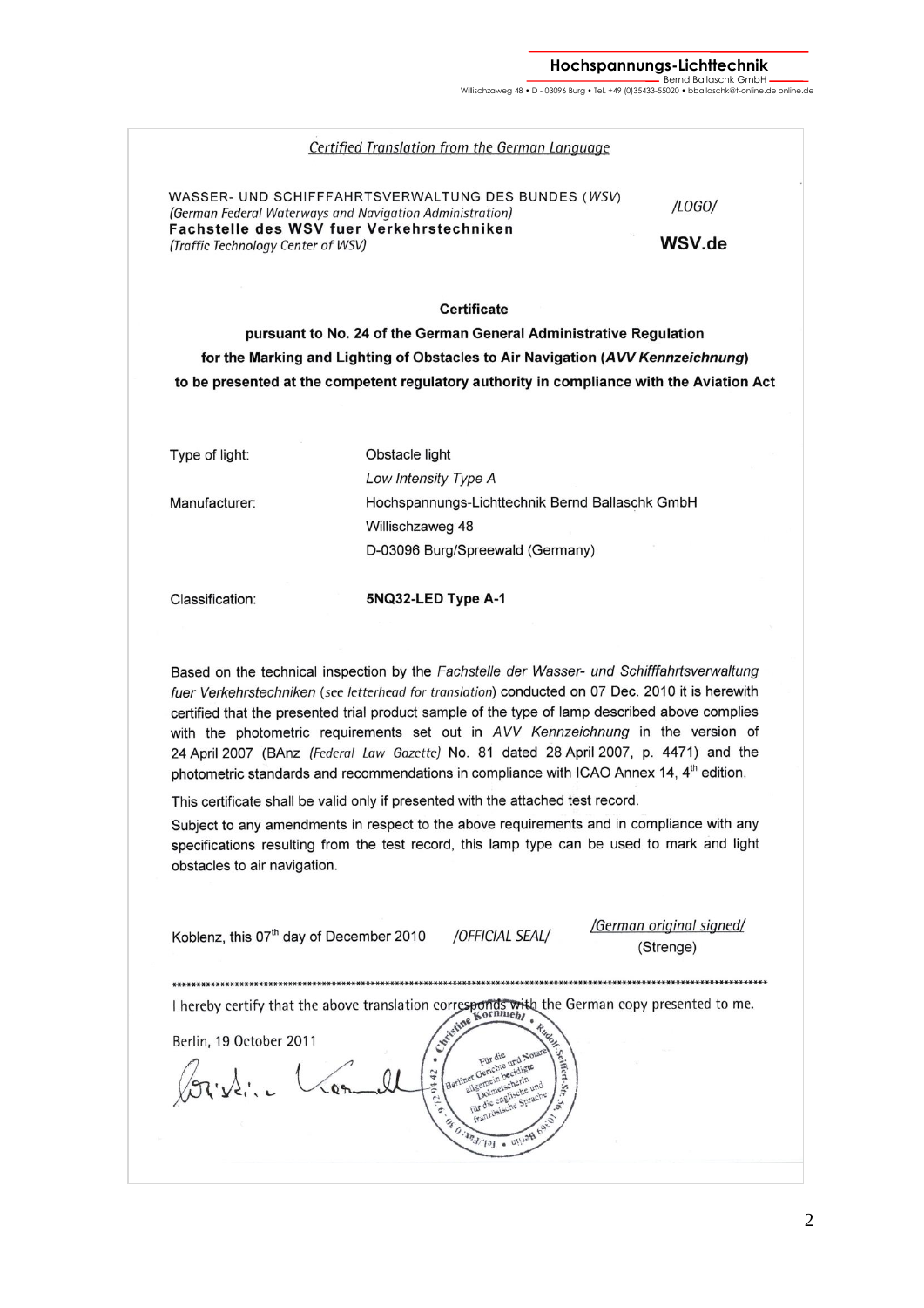Hochspannungs-Lichttechnik
Bernd Ballaschk GmbH
Willischzaweg 48 • D - 03096 Burg • Tel. +49 (0)35433-55020 • bballaschk@t-online.de online.de

*Certified Translation from the German Language*

WASSER- UND SCHIFFFAHRTSVERWALTUNG DES BUNDES (*WSV*)
*(German Federal Waterways and Navigation Administration)*
**Fachstelle des WSV fuer Verkehrstechniken**
*(Traffic Technology Center of WSV)*

*/LOGO/*

**WSV.de**

**Certificate**

**pursuant to No. 24 of the German General Administrative Regulation**
**for the Marking and Lighting of Obstacles to Air Navigation (*AVV Kennzeichnung*)**
**to be presented at the competent regulatory authority in compliance with the Aviation Act**

| | |
|---|---|
| Type of light: | Obstacle light<br>*Low Intensity Type A* |
| Manufacturer: | Hochspannungs-Lichttechnik Bernd Ballaschk GmbH<br>Willischzaweg 48<br>D-03096 Burg/Spreewald (Germany) |
| Classification: | **5NQ32-LED Type A-1** |

Based on the technical inspection by the *Fachstelle der Wasser- und Schifffahrtsverwaltung fuer Verkehrstechniken* (*see letterhead for translation*) conducted on 07 Dec. 2010 it is herewith certified that the presented trial product sample of the type of lamp described above complies with the photometric requirements set out in *AVV Kennzeichnung* in the version of 24 April 2007 (BAnz *(Federal Law Gazette)* No. 81 dated 28 April 2007, p. 4471) and the photometric standards and recommendations in compliance with ICAO Annex 14, 4th edition.

This certificate shall be valid only if presented with the attached test record.

Subject to any amendments in respect to the above requirements and in compliance with any specifications resulting from the test record, this lamp type can be used to mark and light obstacles to air navigation.

Koblenz, this 07th day of December 2010 *(OFFICIAL SEAL)*

*/German original signed/*
(Strenge)

**************************************************************************************************

I hereby certify that the above translation corresponds with the German copy presented to me.

Berlin, 19 October 2011

Christine Kornmehl • Rudolf-Seiffert-Str. 56, 10369 Berlin • Tel./Fax: 0 30 - 9 72 94 42 • Für die Berliner Gerichte und Notare allgemein beeidigte Dolmetscherin für die englische und französische Sprache